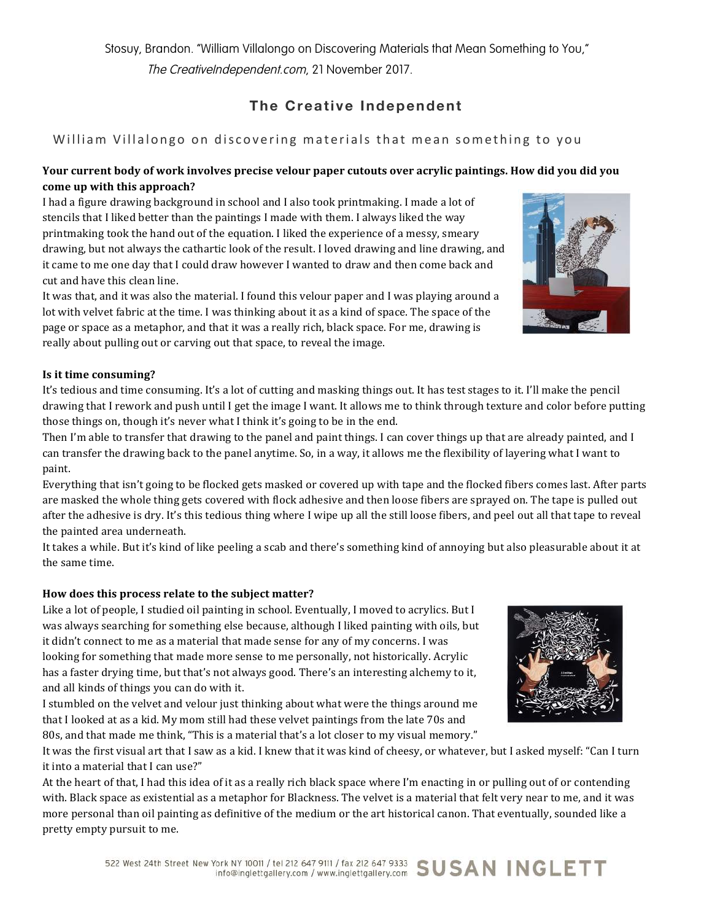Stosuy, Brandon. "William Villalongo on Discovering Materials that Mean Something to You," *The CreativeIndependent.com*, 21 November 2017.

# The Creative Independent

## William Villalongo on discovering materials that mean something to you

**Your current body of work involves precise velour paper cutouts over acrylic paintings. How did you did you come up with this approach?**

I had a figure drawing background in school and I also took printmaking. I made a lot of stencils that I liked better than the paintings I made with them. I always liked the way printmaking took the hand out of the equation. I liked the experience of a messy, smeary drawing, but not always the cathartic look of the result. I loved drawing and line drawing, and it came to me one day that I could draw however I wanted to draw and then come back and cut and have this clean line.

It was that, and it was also the material. I found this velour paper and I was playing around a lot with velvet fabric at the time. I was thinking about it as a kind of space. The space of the page or space as a metaphor, and that it was a really rich, black space. For me, drawing is really about pulling out or carving out that space, to reveal the image.

**Is it time consuming?**

It's tedious and time consuming. It's a lot of cutting and masking things out. It has test stages to it. I'll make the pencil drawing that I rework and push until I get the image I want. It allows me to think through texture and color before putting those things on, though it's never what I think it's going to be in the end.

Then I'm able to transfer that drawing to the panel and paint things. I can cover things up that are already painted, and I can transfer the drawing back to the panel anytime. So, in a way, it allows me the flexibility of layering what I want to paint.

Everything that isn't going to be flocked gets masked or covered up with tape and the flocked fibers comes last. After parts are masked the whole thing gets covered with flock adhesive and then loose fibers are sprayed on. The tape is pulled out after the adhesive is dry. It's this tedious thing where I wipe up all the still loose fibers, and peel out all that tape to reveal the painted area underneath.

It takes a while. But it's kind of like peeling a scab and there's something kind of annoying but also pleasurable about it at the same time.

**How does this process relate to the subject matter?**

Like a lot of people, I studied oil painting in school. Eventually, I moved to acrylics. But I was always searching for something else because, although I liked painting with oils, but it didn't connect to me as a material that made sense for any of my concerns. I was looking for something that made more sense to me personally, not historically. Acrylic has a faster drying time, but that's not always good. There's an interesting alchemy to it, and all kinds of things you can do with it.

I stumbled on the velvet and velour just thinking about what were the things around me that I looked at as a kid. My mom still had these velvet paintings from the late 70s and 80s, and that made me think, "This is a material that's a lot closer to my visual memory." It was the first visual art that I saw as a kid. I knew that it was kind of cheesy, or whatever, but I asked myself: "Can I turn it into a material that I can use?"

At the heart of that, I had this idea of it as a really rich black space where I'm enacting in or pulling out of or contending with. Black space as existential as a metaphor for Blackness. The velvet is a material that felt very near to me, and it was more personal than oil painting as definitive of the medium or the art historical canon. That eventually, sounded like a pretty empty pursuit to me.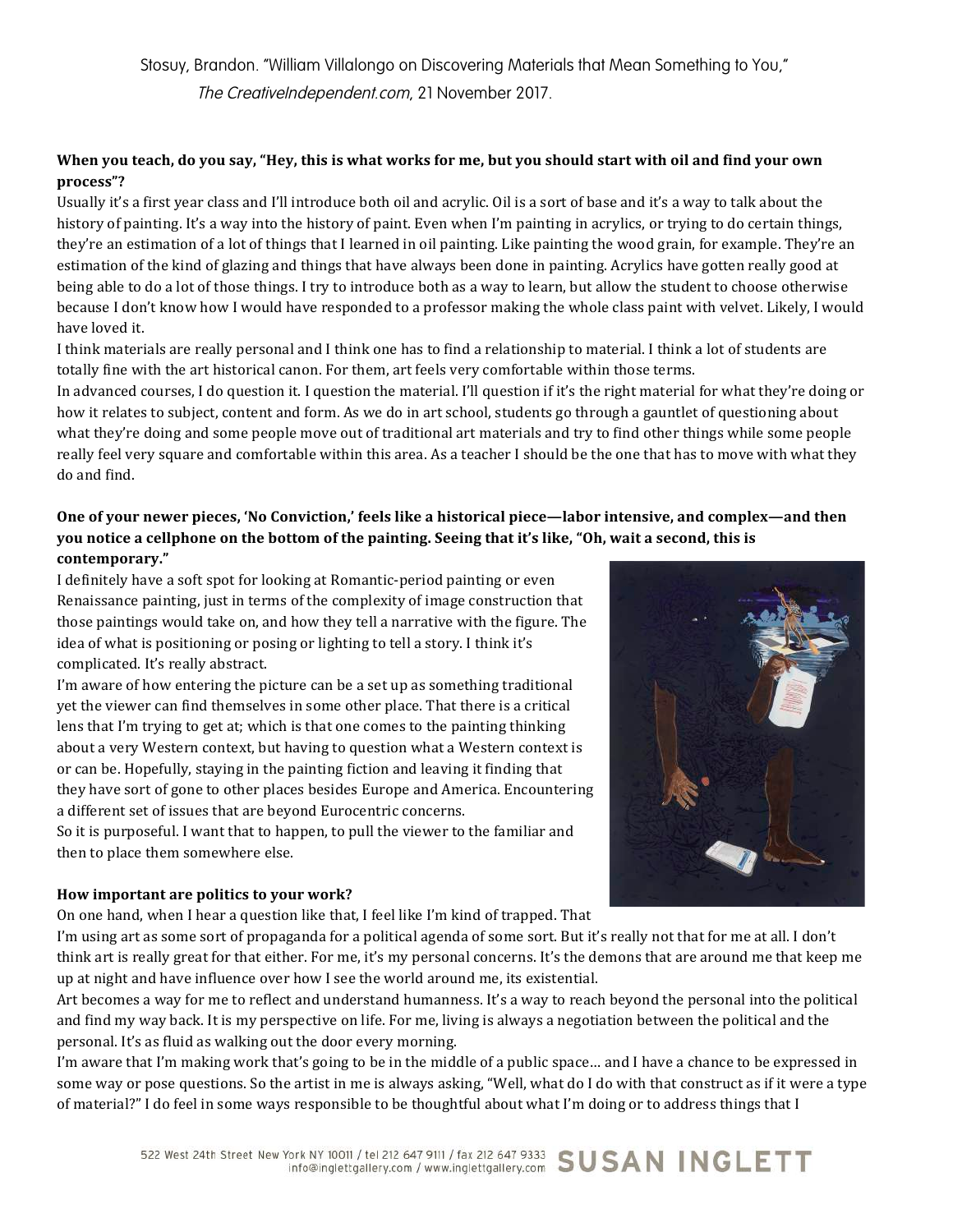**When you teach, do you say, "Hey, this is what works for me, but you should start with oil and find your own process"?**

Usually it's a first year class and I'll introduce both oil and acrylic. Oil is a sort of base and it's a way to talk about the history of painting. It's a way into the history of paint. Even when I'm painting in acrylics, or trying to do certain things, they're an estimation of a lot of things that I learned in oil painting. Like painting the wood grain, for example. They're an estimation of the kind of glazing and things that have always been done in painting. Acrylics have gotten really good at being able to do a lot of those things. I try to introduce both as a way to learn, but allow the student to choose otherwise because I don't know how I would have responded to a professor making the whole class paint with velvet. Likely, I would have loved it.

I think materials are really personal and I think one has to find a relationship to material. I think a lot of students are totally fine with the art historical canon. For them, art feels very comfortable within those terms.

In advanced courses, I do question it. I question the material. I'll question if it's the right material for what they're doing or how it relates to subject, content and form. As we do in art school, students go through a gauntlet of questioning about what they're doing and some people move out of traditional art materials and try to find other things while some people really feel very square and comfortable within this area. As a teacher I should be the one that has to move with what they do and find.

**One of your newer pieces, 'No Conviction,' feels like a historical piece—labor intensive, and complex—and then you notice a cellphone on the bottom of the painting. Seeing that it's like, "Oh, wait a second, this is contemporary."**

I definitely have a soft spot for looking at Romantic-period painting or even Renaissance painting, just in terms of the complexity of image construction that those paintings would take on, and how they tell a narrative with the figure. The idea of what is positioning or posing or lighting to tell a story. I think it's complicated. It's really abstract.

I'm aware of how entering the picture can be a set up as something traditional yet the viewer can find themselves in some other place. That there is a critical lens that I'm trying to get at; which is that one comes to the painting thinking about a very Western context, but having to question what a Western context is or can be. Hopefully, staying in the painting fiction and leaving it finding that they have sort of gone to other places besides Europe and America. Encountering a different set of issues that are beyond Eurocentric concerns.

So it is purposeful. I want that to happen, to pull the viewer to the familiar and then to place them somewhere else.

**How important are politics to your work?**

On one hand, when I hear a question like that, I feel like I'm kind of trapped. That I'm using art as some sort of propaganda for a political agenda of some sort. But it's really not that for me at all. I don't think art is really great for that either. For me, it's my personal concerns. It's the demons that are around me that keep me up at night and have influence over how I see the world around me, its existential.

Art becomes a way for me to reflect and understand humanness. It's a way to reach beyond the personal into the political and find my way back. It is my perspective on life. For me, living is always a negotiation between the political and the personal. It's as fluid as walking out the door every morning.

I'm aware that I'm making work that's going to be in the middle of a public space… and I have a chance to be expressed in some way or pose questions. So the artist in me is always asking, "Well, what do I do with that construct as if it were a type of material?" I do feel in some ways responsible to be thoughtful about what I'm doing or to address things that I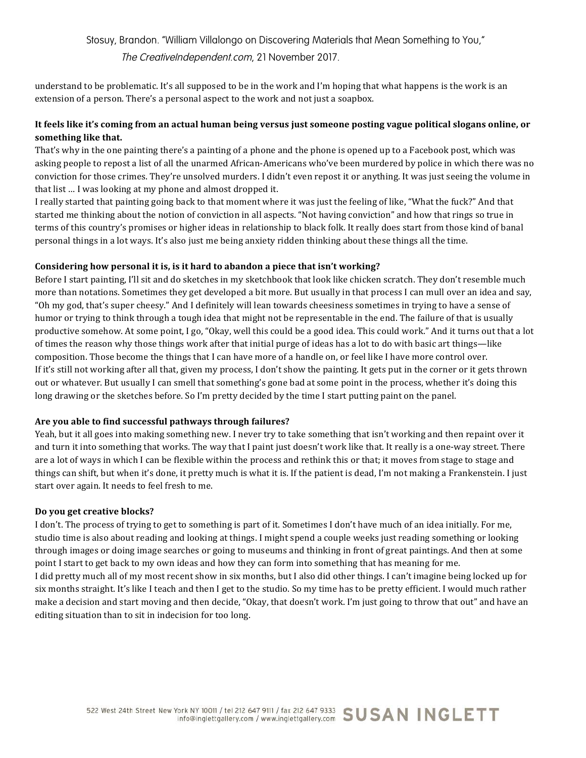understand to be problematic. It's all supposed to be in the work and I'm hoping that what happens is the work is an extension of a person. There's a personal aspect to the work and not just a soapbox.

**It feels like it's coming from an actual human being versus just someone posting vague political slogans online, or something like that.**

That's why in the one painting there's a painting of a phone and the phone is opened up to a Facebook post, which was asking people to repost a list of all the unarmed African-Americans who've been murdered by police in which there was no conviction for those crimes. They're unsolved murders. I didn't even repost it or anything. It was just seeing the volume in that list … I was looking at my phone and almost dropped it.

I really started that painting going back to that moment where it was just the feeling of like, "What the fuck?" And that started me thinking about the notion of conviction in all aspects. "Not having conviction" and how that rings so true in terms of this country's promises or higher ideas in relationship to black folk. It really does start from those kind of banal personal things in a lot ways. It's also just me being anxiety ridden thinking about these things all the time.

**Considering how personal it is, is it hard to abandon a piece that isn't working?**

Before I start painting, I'll sit and do sketches in my sketchbook that look like chicken scratch. They don't resemble much more than notations. Sometimes they get developed a bit more. But usually in that process I can mull over an idea and say, "Oh my god, that's super cheesy." And I definitely will lean towards cheesiness sometimes in trying to have a sense of humor or trying to think through a tough idea that might not be representable in the end. The failure of that is usually productive somehow. At some point, I go, "Okay, well this could be a good idea. This could work." And it turns out that a lot of times the reason why those things work after that initial purge of ideas has a lot to do with basic art things—like composition. Those become the things that I can have more of a handle on, or feel like I have more control over.

If it's still not working after all that, given my process, I don't show the painting. It gets put in the corner or it gets thrown out or whatever. But usually I can smell that something's gone bad at some point in the process, whether it's doing this long drawing or the sketches before. So I'm pretty decided by the time I start putting paint on the panel.

**Are you able to find successful pathways through failures?**

Yeah, but it all goes into making something new. I never try to take something that isn't working and then repaint over it and turn it into something that works. The way that I paint just doesn't work like that. It really is a one-way street. There are a lot of ways in which I can be flexible within the process and rethink this or that; it moves from stage to stage and things can shift, but when it's done, it pretty much is what it is. If the patient is dead, I'm not making a Frankenstein. I just start over again. It needs to feel fresh to me.

**Do you get creative blocks?**

I don't. The process of trying to get to something is part of it. Sometimes I don't have much of an idea initially. For me, studio time is also about reading and looking at things. I might spend a couple weeks just reading something or looking through images or doing image searches or going to museums and thinking in front of great paintings. And then at some point I start to get back to my own ideas and how they can form into something that has meaning for me.

I did pretty much all of my most recent show in six months, but I also did other things. I can't imagine being locked up for six months straight. It's like I teach and then I get to the studio. So my time has to be pretty efficient. I would much rather make a decision and start moving and then decide, "Okay, that doesn't work. I'm just going to throw that out" and have an editing situation than to sit in indecision for too long.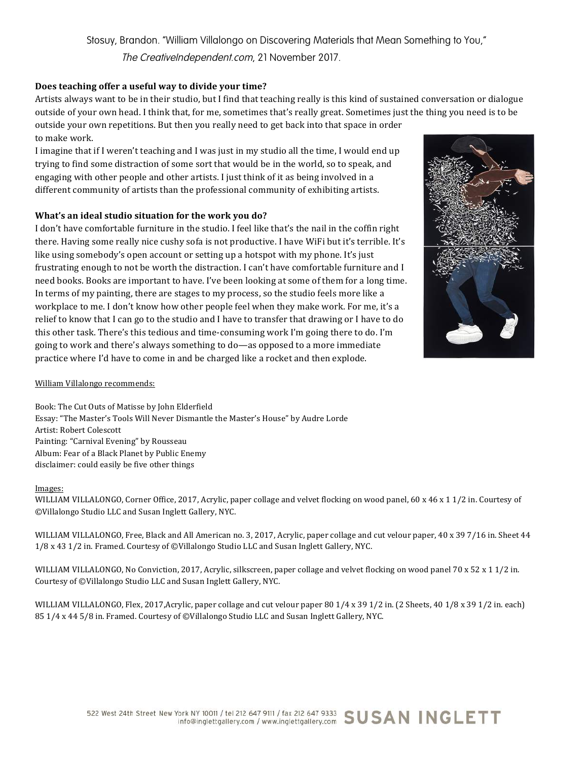**Does teaching offer a useful way to divide your time?**

Artists always want to be in their studio, but I find that teaching really is this kind of sustained conversation or dialogue outside of your own head. I think that, for me, sometimes that's really great. Sometimes just the thing you need is to be outside your own repetitions. But then you really need to get back into that space in order to make work.

I imagine that if I weren't teaching and I was just in my studio all the time, I would end up trying to find some distraction of some sort that would be in the world, so to speak, and engaging with other people and other artists. I just think of it as being involved in a different community of artists than the professional community of exhibiting artists.

**What's an ideal studio situation for the work you do?**

I don't have comfortable furniture in the studio. I feel like that's the nail in the coffin right there. Having some really nice cushy sofa is not productive. I have WiFi but it's terrible. It's like using somebody's open account or setting up a hotspot with my phone. It's just frustrating enough to not be worth the distraction. I can't have comfortable furniture and I need books. Books are important to have. I've been looking at some of them for a long time. In terms of my painting, there are stages to my process, so the studio feels more like a workplace to me. I don't know how other people feel when they make work. For me, it's a relief to know that I can go to the studio and I have to transfer that drawing or I have to do this other task. There's this tedious and time-consuming work I'm going there to do. I'm going to work and there's always something to do—as opposed to a more immediate practice where I'd have to come in and be charged like a rocket and then explode.

William Villalongo recommends:

Book: The Cut Outs of Matisse by John Elderfield
Essay: "The Master's Tools Will Never Dismantle the Master's House" by Audre Lorde
Artist: Robert Colescott
Painting: "Carnival Evening" by Rousseau
Album: Fear of a Black Planet by Public Enemy
disclaimer: could easily be five other things

Images:

WILLIAM VILLALONGO, Corner Office, 2017, Acrylic, paper collage and velvet flocking on wood panel, 60 x 46 x 1 1/2 in. Courtesy of ©Villalongo Studio LLC and Susan Inglett Gallery, NYC.

WILLIAM VILLALONGO, Free, Black and All American no. 3, 2017, Acrylic, paper collage and cut velour paper, 40 x 39 7/16 in. Sheet 44 1/8 x 43 1/2 in. Framed. Courtesy of ©Villalongo Studio LLC and Susan Inglett Gallery, NYC.

WILLIAM VILLALONGO, No Conviction, 2017, Acrylic, silkscreen, paper collage and velvet flocking on wood panel 70 x 52 x 1 1/2 in. Courtesy of ©Villalongo Studio LLC and Susan Inglett Gallery, NYC.

WILLIAM VILLALONGO, Flex, 2017,Acrylic, paper collage and cut velour paper 80 1/4 x 39 1/2 in. (2 Sheets, 40 1/8 x 39 1/2 in. each) 85 1/4 x 44 5/8 in. Framed. Courtesy of ©Villalongo Studio LLC and Susan Inglett Gallery, NYC.